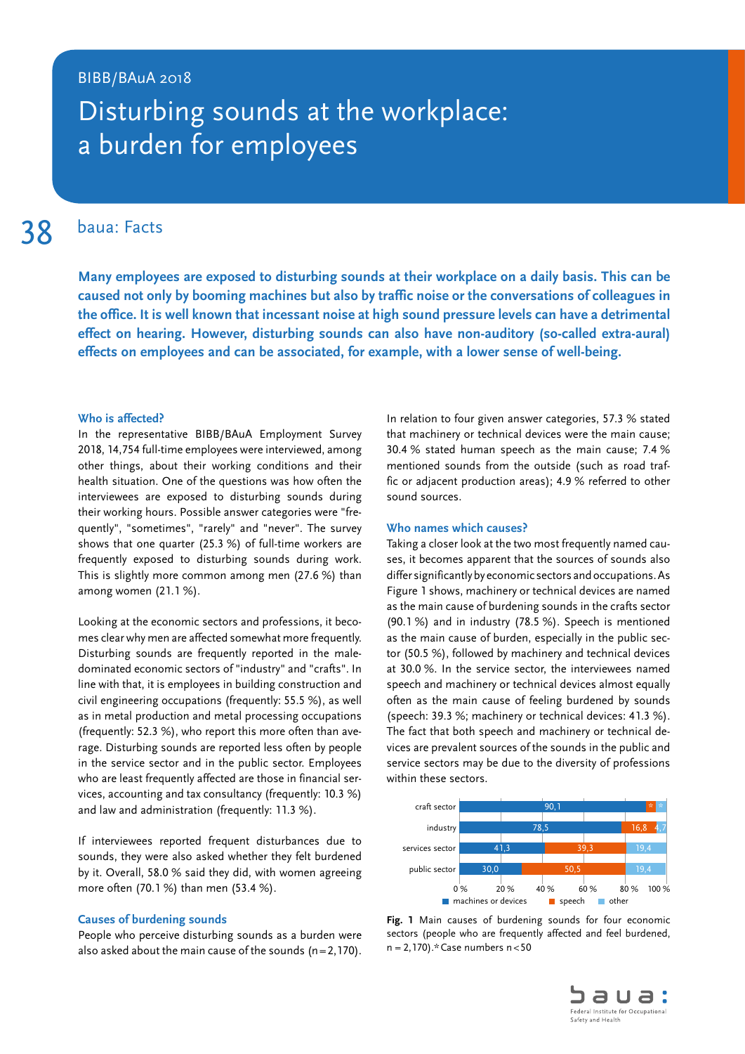BIBB/BAuA 2018

# Disturbing sounds at the workplace: a burden for employees

baua: Facts

**Many employees are exposed to disturbing sounds at their workplace on a daily basis. This can be caused not only by booming machines but also by traffic noise or the conversations of colleagues in the office. It is well known that incessant noise at high sound pressure levels can have a detrimental effect on hearing. However, disturbing sounds can also have non-auditory (so-called extra-aural) effects on employees and can be associated, for example, with a lower sense of well-being.**

### Who is affected?

In the representative BIBB/BAuA Employment Survey 2018, 14,754 full-time employees were interviewed, among other things, about their working conditions and their health situation. One of the questions was how often the interviewees are exposed to disturbing sounds during their working hours. Possible answer categories were "frequently", "sometimes", "rarely" and "never". The survey shows that one quarter (25.3 %) of full-time workers are frequently exposed to disturbing sounds during work. This is slightly more common among men (27.6 %) than among women (21.1 %).

Looking at the economic sectors and professions, it becomes clear why men are affected somewhat more frequently. Disturbing sounds are frequently reported in the male-dominated economic sectors of "industry" and "crafts". In line with that, it is employees in building construction and civil engineering occupations (frequently: 55.5 %), as well as in metal production and metal processing occupations (frequently: 52.3 %), who report this more often than average. Disturbing sounds are reported less often by people in the service sector and in the public sector. Employees who are least frequently affected are those in financial services, accounting and tax consultancy (frequently: 10.3 %) and law and administration (frequently: 11.3 %).

If interviewees reported frequent disturbances due to sounds, they were also asked whether they felt burdened by it. Overall, 58.0 % said they did, with women agreeing more often (70.1 %) than men (53.4 %).

### Causes of burdening sounds

People who perceive disturbing sounds as a burden were also asked about the main cause of the sounds (n = 2,170). In relation to four given answer categories, 57.3 % stated that machinery or technical devices were the main cause; 30.4 % stated human speech as the main cause; 7.4 % mentioned sounds from the outside (such as road traffic or adjacent production areas); 4.9 % referred to other sound sources.

### Who names which causes?

Taking a closer look at the two most frequently named causes, it becomes apparent that the sources of sounds also differ significantly by economic sectors and occupations. As Figure 1 shows, machinery or technical devices are named as the main cause of burdening sounds in the crafts sector (90.1 %) and in industry (78.5 %). Speech is mentioned as the main cause of burden, especially in the public sector (50.5 %), followed by machinery and technical devices at 30.0 %. In the service sector, the interviewees named speech and machinery or technical devices almost equally often as the main cause of feeling burdened by sounds (speech: 39.3 %; machinery or technical devices: 41.3 %). The fact that both speech and machinery or technical devices are prevalent sources of the sounds in the public and service sectors may be due to the diversity of professions within these sectors.

| | machines or devices | speech | other |
|---|---|---|---|
| craft sector | 90,1 | * | * |
| industry | 78,5 | 16,8 | 4,7 |
| services sector | 41,3 | 39,3 | 19,4 |
| public sector | 30,0 | 50,5 | 19,4 |

**Fig. 1** Main causes of burdening sounds for four economic sectors (people who are frequently affected and feel burdened, n = 2,170). * Case numbers n < 50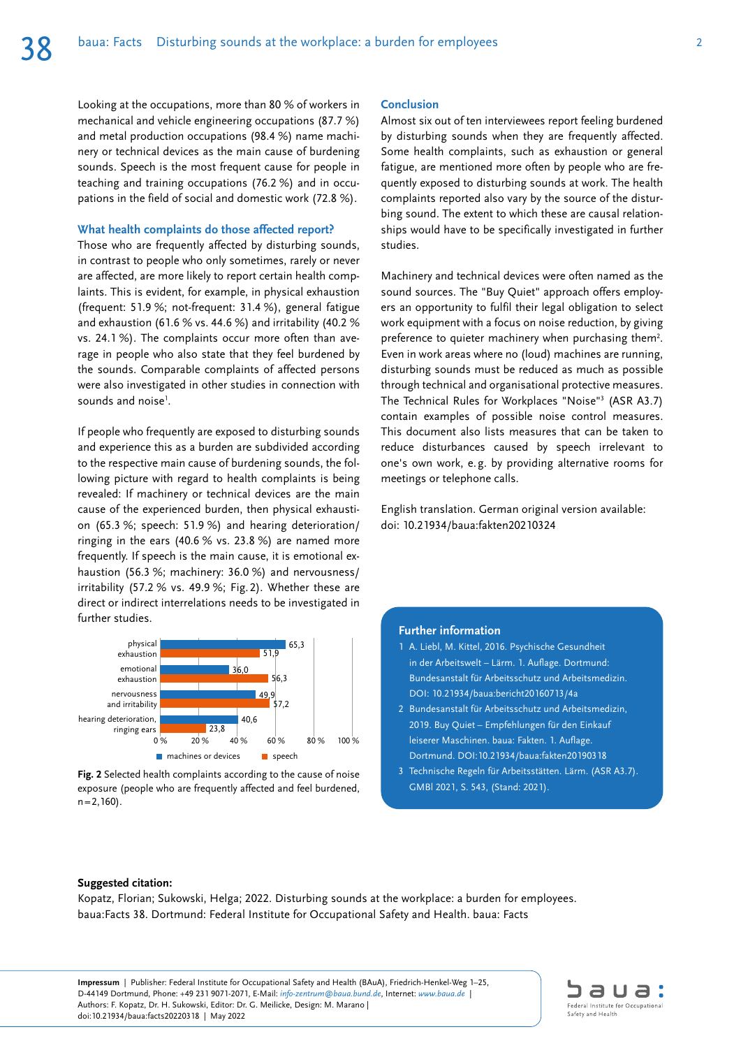Looking at the occupations, more than 80 % of workers in mechanical and vehicle engineering occupations (87.7 %) and metal production occupations (98.4 %) name machinery or technical devices as the main cause of burdening sounds. Speech is the most frequent cause for people in teaching and training occupations (76.2 %) and in occupations in the field of social and domestic work (72.8 %).

### What health complaints do those affected report?

Those who are frequently affected by disturbing sounds, in contrast to people who only sometimes, rarely or never are affected, are more likely to report certain health complaints. This is evident, for example, in physical exhaustion (frequent: 51.9 %; not-frequent: 31.4 %), general fatigue and exhaustion (61.6 % vs. 44.6 %) and irritability (40.2 % vs. 24.1 %). The complaints occur more often than average in people who also state that they feel burdened by the sounds. Comparable complaints of affected persons were also investigated in other studies in connection with sounds and noise[1].

If people who frequently are exposed to disturbing sounds and experience this as a burden are subdivided according to the respective main cause of burdening sounds, the following picture with regard to health complaints is being revealed: If machinery or technical devices are the main cause of the experienced burden, then physical exhaustion (65.3 %; speech: 51.9 %) and hearing deterioration/ringing in the ears (40.6 % vs. 23.8 %) are named more frequently. If speech is the main cause, it is emotional exhaustion (56.3 %; machinery: 36.0 %) and nervousness/irritability (57.2 % vs. 49.9 %; Fig. 2). Whether these are direct or indirect interrelations needs to be investigated in further studies.

physical exhaustion
65,3
51,9
emotional exhaustion
36,0
56,3
nervousness and irritability
49,9
57,2
hearing deterioration, ringing ears
40,6
23,8
0 % 20 % 40 % 60 % 80 % 100 %
machines or devices
speech

**Fig. 2** Selected health complaints according to the cause of noise exposure (people who are frequently affected and feel burdened, n = 2,160).

### Conclusion

Almost six out of ten interviewees report feeling burdened by disturbing sounds when they are frequently affected. Some health complaints, such as exhaustion or general fatigue, are mentioned more often by people who are frequently exposed to disturbing sounds at work. The health complaints reported also vary by the source of the disturbing sound. The extent to which these are causal relationships would have to be specifically investigated in further studies.

Machinery and technical devices were often named as the sound sources. The "Buy Quiet" approach offers employers an opportunity to fulfil their legal obligation to select work equipment with a focus on noise reduction, by giving preference to quieter machinery when purchasing them[2]. Even in work areas where no (loud) machines are running, disturbing sounds must be reduced as much as possible through technical and organisational protective measures. The Technical Rules for Workplaces "Noise"[3] (ASR A3.7) contain examples of possible noise control measures. This document also lists measures that can be taken to reduce disturbances caused by speech irrelevant to one's own work, e. g. by providing alternative rooms for meetings or telephone calls.

English translation. German original version available:
doi: 10.21934/baua:fakten20210324

### Further information

1. A. Liebl, M. Kittel, 2016. Psychische Gesundheit in der Arbeitswelt – Lärm. 1. Auflage. Dortmund: Bundesanstalt für Arbeitsschutz und Arbeitsmedizin. DOI: 10.21934/baua:bericht20160713/4a
2. Bundesanstalt für Arbeitsschutz und Arbeitsmedizin, 2019. Buy Quiet – Empfehlungen für den Einkauf leiserer Maschinen. baua: Fakten. 1. Auflage. Dortmund. DOI:10.21934/baua:fakten20190318
3. Technische Regeln für Arbeitsstätten. Lärm. (ASR A3.7). GMBl 2021, S. 543, (Stand: 2021).

**Suggested citation:**
Kopatz, Florian; Sukowski, Helga; 2022. Disturbing sounds at the workplace: a burden for employees. baua:Facts 38. Dortmund: Federal Institute for Occupational Safety and Health. baua: Facts

**Impressum** | Publisher: Federal Institute for Occupational Safety and Health (BAuA), Friedrich-Henkel-Weg 1–25, D-44149 Dortmund, Phone: +49 231 9071-2071, E-Mail: *info-zentrum@baua.bund.de*, Internet: *www.baua.de* | Authors: F. Kopatz, Dr. H. Sukowski, Editor: Dr. G. Meilicke, Design: M. Marano | doi:10.21934/baua:facts20220318 | May 2022

baua: Federal Institute for Occupational Safety and Health